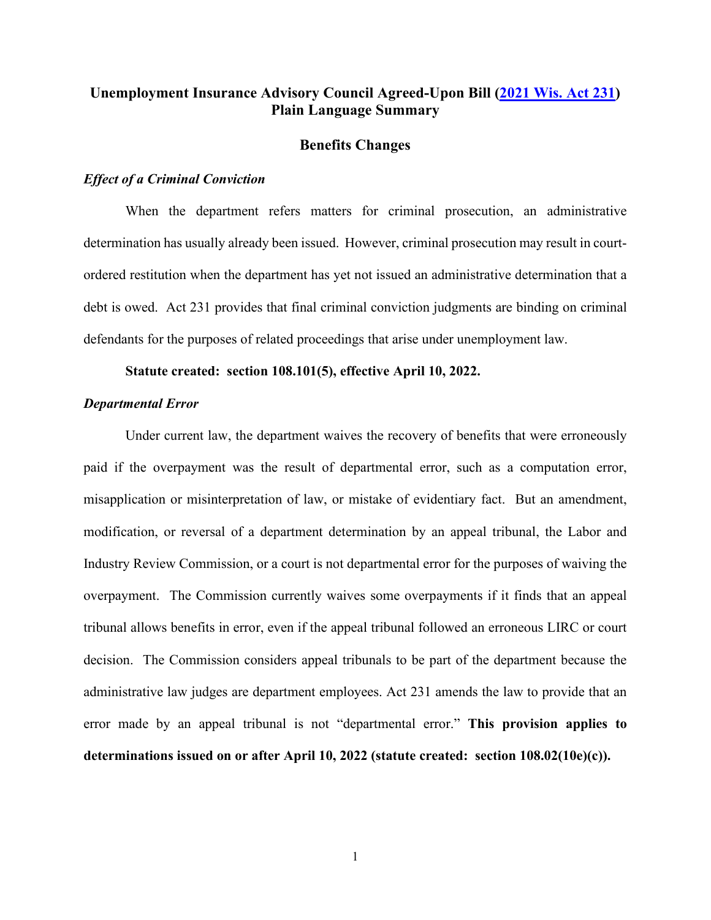# Unemployment Insurance Advisory Council Agreed-Upon Bill ([2021 Wis. Act 231](#)) Plain Language Summary

## Benefits Changes

### *Effect of a Criminal Conviction*

When the department refers matters for criminal prosecution, an administrative determination has usually already been issued. However, criminal prosecution may result in court-ordered restitution when the department has yet not issued an administrative determination that a debt is owed. Act 231 provides that final criminal conviction judgments are binding on criminal defendants for the purposes of related proceedings that arise under unemployment law.

**Statute created: section 108.101(5), effective April 10, 2022.**

### *Departmental Error*

Under current law, the department waives the recovery of benefits that were erroneously paid if the overpayment was the result of departmental error, such as a computation error, misapplication or misinterpretation of law, or mistake of evidentiary fact. But an amendment, modification, or reversal of a department determination by an appeal tribunal, the Labor and Industry Review Commission, or a court is not departmental error for the purposes of waiving the overpayment. The Commission currently waives some overpayments if it finds that an appeal tribunal allows benefits in error, even if the appeal tribunal followed an erroneous LIRC or court decision. The Commission considers appeal tribunals to be part of the department because the administrative law judges are department employees. Act 231 amends the law to provide that an error made by an appeal tribunal is not "departmental error." **This provision applies to determinations issued on or after April 10, 2022 (statute created: section 108.02(10e)(c)).**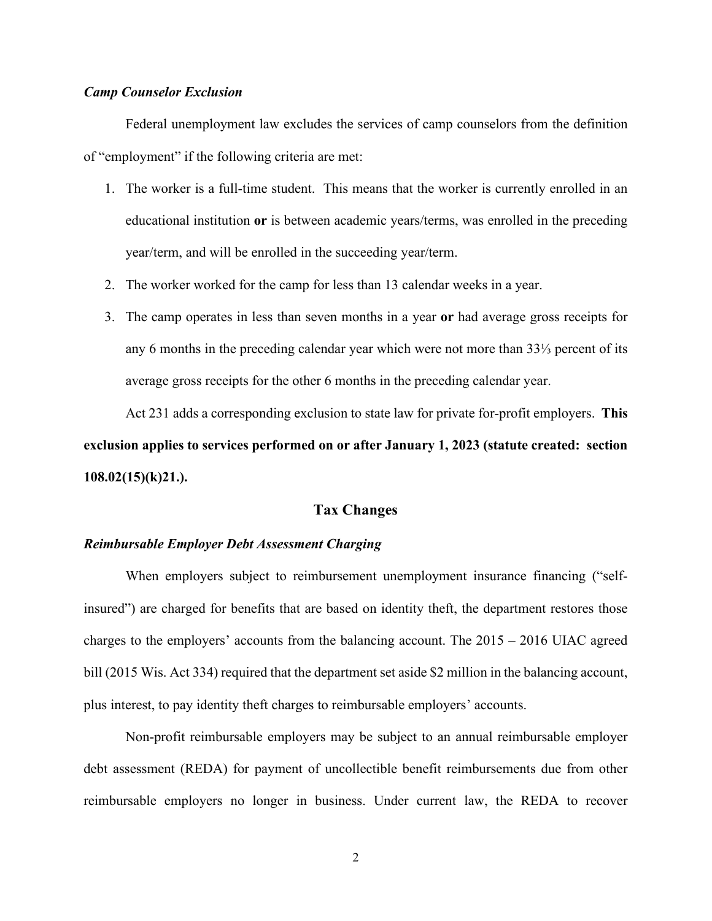### *Camp Counselor Exclusion*

Federal unemployment law excludes the services of camp counselors from the definition of "employment" if the following criteria are met:

1. The worker is a full-time student. This means that the worker is currently enrolled in an educational institution **or** is between academic years/terms, was enrolled in the preceding year/term, and will be enrolled in the succeeding year/term.
2. The worker worked for the camp for less than 13 calendar weeks in a year.
3. The camp operates in less than seven months in a year **or** had average gross receipts for any 6 months in the preceding calendar year which were not more than 33⅓ percent of its average gross receipts for the other 6 months in the preceding calendar year.

Act 231 adds a corresponding exclusion to state law for private for-profit employers. **This exclusion applies to services performed on or after January 1, 2023 (statute created: section 108.02(15)(k)21.).**

## Tax Changes

### *Reimbursable Employer Debt Assessment Charging*

When employers subject to reimbursement unemployment insurance financing ("self-insured") are charged for benefits that are based on identity theft, the department restores those charges to the employers' accounts from the balancing account. The 2015 – 2016 UIAC agreed bill (2015 Wis. Act 334) required that the department set aside $2 million in the balancing account, plus interest, to pay identity theft charges to reimbursable employers' accounts.

Non-profit reimbursable employers may be subject to an annual reimbursable employer debt assessment (REDA) for payment of uncollectible benefit reimbursements due from other reimbursable employers no longer in business. Under current law, the REDA to recover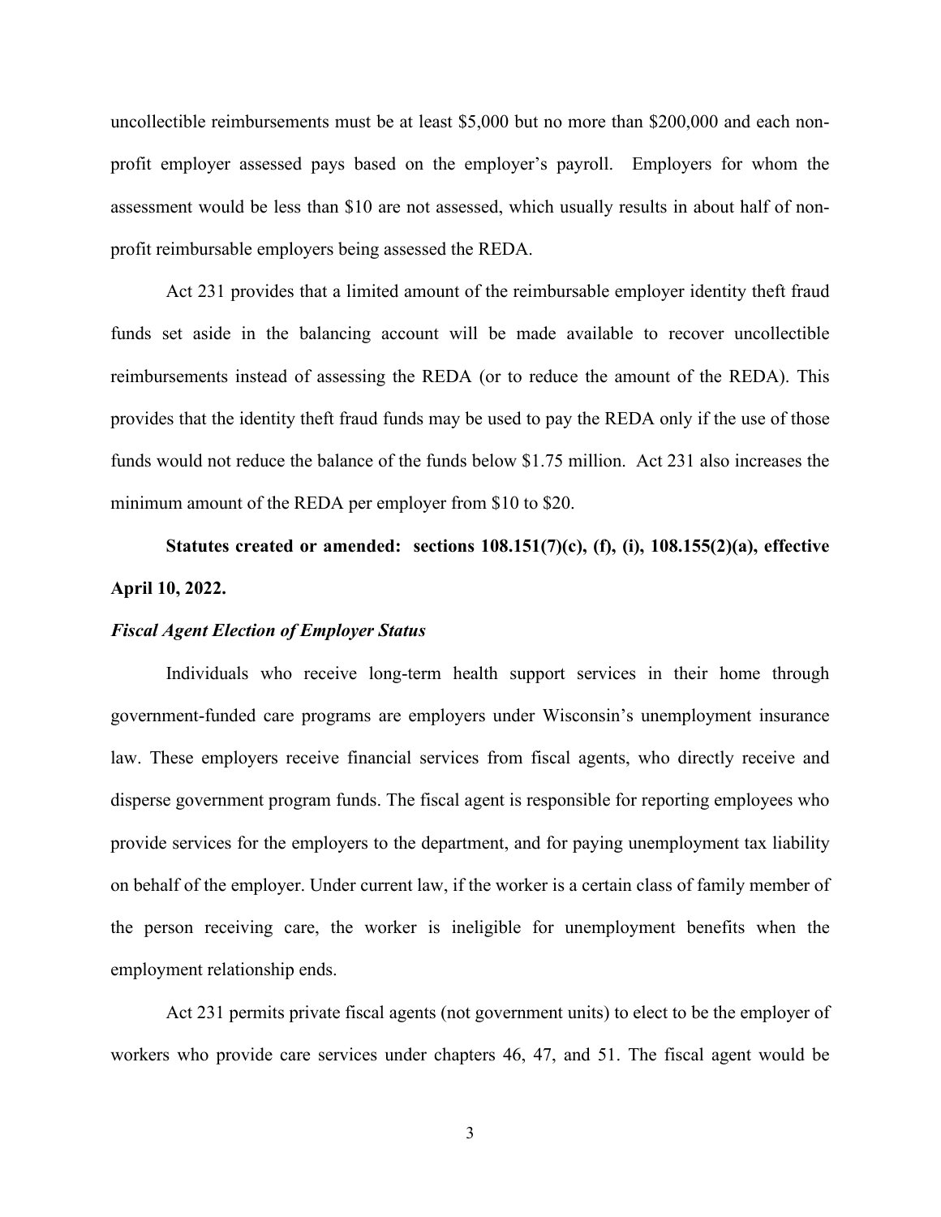uncollectible reimbursements must be at least $5,000 but no more than $200,000 and each non-profit employer assessed pays based on the employer's payroll. Employers for whom the assessment would be less than $10 are not assessed, which usually results in about half of non-profit reimbursable employers being assessed the REDA.

Act 231 provides that a limited amount of the reimbursable employer identity theft fraud funds set aside in the balancing account will be made available to recover uncollectible reimbursements instead of assessing the REDA (or to reduce the amount of the REDA). This provides that the identity theft fraud funds may be used to pay the REDA only if the use of those funds would not reduce the balance of the funds below $1.75 million. Act 231 also increases the minimum amount of the REDA per employer from $10 to $20.

**Statutes created or amended: sections 108.151(7)(c), (f), (i), 108.155(2)(a), effective April 10, 2022.**

***Fiscal Agent Election of Employer Status***

Individuals who receive long-term health support services in their home through government-funded care programs are employers under Wisconsin's unemployment insurance law. These employers receive financial services from fiscal agents, who directly receive and disperse government program funds. The fiscal agent is responsible for reporting employees who provide services for the employers to the department, and for paying unemployment tax liability on behalf of the employer. Under current law, if the worker is a certain class of family member of the person receiving care, the worker is ineligible for unemployment benefits when the employment relationship ends.

Act 231 permits private fiscal agents (not government units) to elect to be the employer of workers who provide care services under chapters 46, 47, and 51. The fiscal agent would be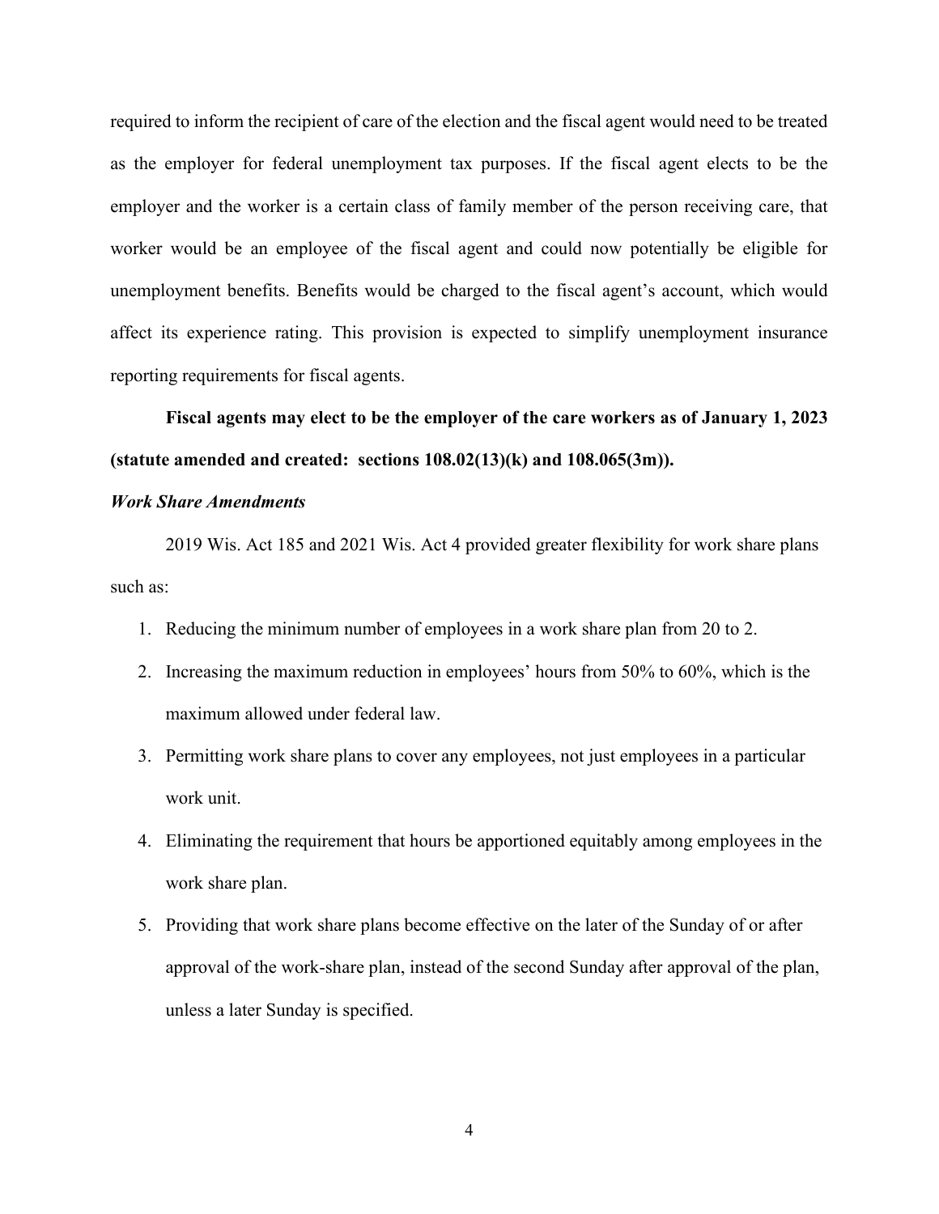required to inform the recipient of care of the election and the fiscal agent would need to be treated as the employer for federal unemployment tax purposes. If the fiscal agent elects to be the employer and the worker is a certain class of family member of the person receiving care, that worker would be an employee of the fiscal agent and could now potentially be eligible for unemployment benefits. Benefits would be charged to the fiscal agent's account, which would affect its experience rating. This provision is expected to simplify unemployment insurance reporting requirements for fiscal agents.

**Fiscal agents may elect to be the employer of the care workers as of January 1, 2023 (statute amended and created: sections 108.02(13)(k) and 108.065(3m)).**

***Work Share Amendments***

2019 Wis. Act 185 and 2021 Wis. Act 4 provided greater flexibility for work share plans such as:

1. Reducing the minimum number of employees in a work share plan from 20 to 2.
2. Increasing the maximum reduction in employees' hours from 50% to 60%, which is the maximum allowed under federal law.
3. Permitting work share plans to cover any employees, not just employees in a particular work unit.
4. Eliminating the requirement that hours be apportioned equitably among employees in the work share plan.
5. Providing that work share plans become effective on the later of the Sunday of or after approval of the work-share plan, instead of the second Sunday after approval of the plan, unless a later Sunday is specified.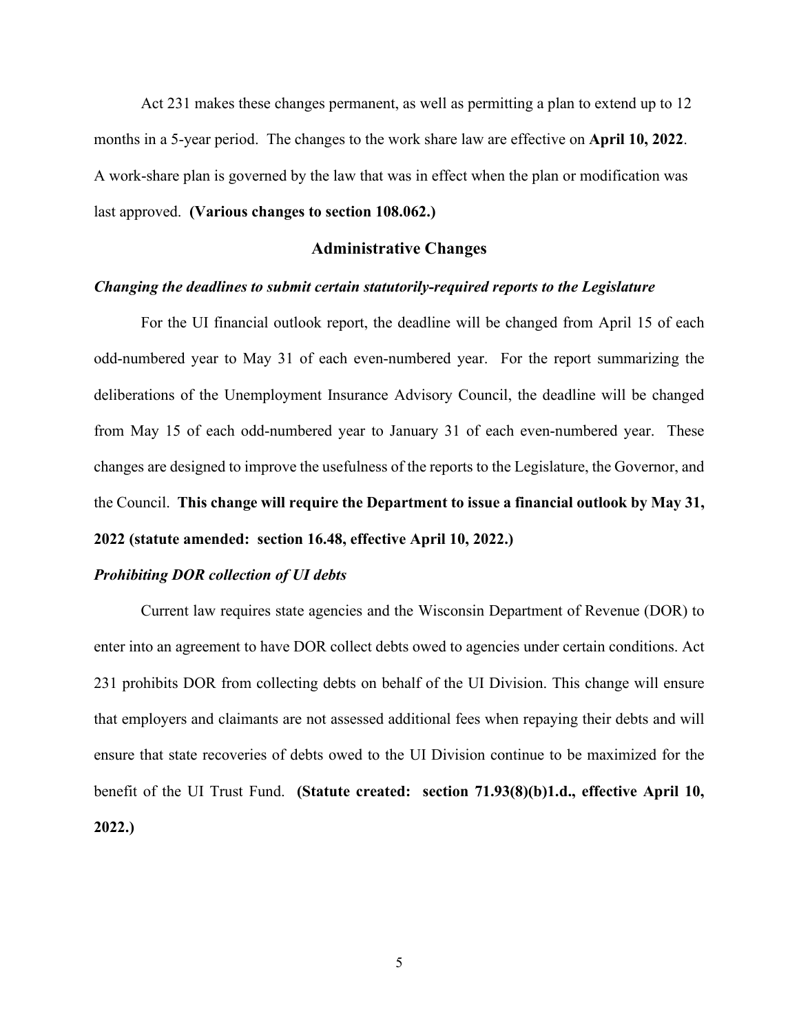Act 231 makes these changes permanent, as well as permitting a plan to extend up to 12 months in a 5-year period. The changes to the work share law are effective on **April 10, 2022**. A work-share plan is governed by the law that was in effect when the plan or modification was last approved. **(Various changes to section 108.062.)**

## Administrative Changes

***Changing the deadlines to submit certain statutorily-required reports to the Legislature***

For the UI financial outlook report, the deadline will be changed from April 15 of each odd-numbered year to May 31 of each even-numbered year. For the report summarizing the deliberations of the Unemployment Insurance Advisory Council, the deadline will be changed from May 15 of each odd-numbered year to January 31 of each even-numbered year. These changes are designed to improve the usefulness of the reports to the Legislature, the Governor, and the Council. **This change will require the Department to issue a financial outlook by May 31, 2022 (statute amended: section 16.48, effective April 10, 2022.)**

***Prohibiting DOR collection of UI debts***

Current law requires state agencies and the Wisconsin Department of Revenue (DOR) to enter into an agreement to have DOR collect debts owed to agencies under certain conditions. Act 231 prohibits DOR from collecting debts on behalf of the UI Division. This change will ensure that employers and claimants are not assessed additional fees when repaying their debts and will ensure that state recoveries of debts owed to the UI Division continue to be maximized for the benefit of the UI Trust Fund. **(Statute created: section 71.93(8)(b)1.d., effective April 10, 2022.)**